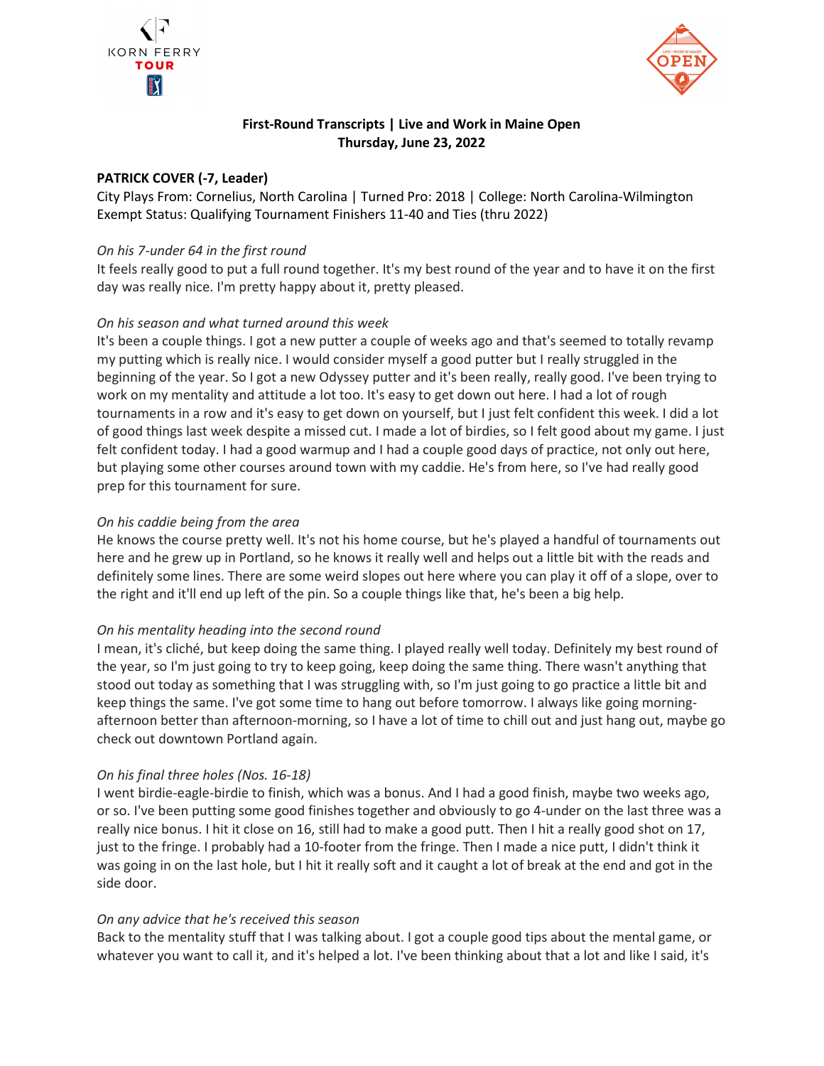**First-Round Transcripts | Live and Work in Maine Open**
**Thursday, June 23, 2022**

**PATRICK COVER (-7, Leader)**

City Plays From: Cornelius, North Carolina | Turned Pro: 2018 | College: North Carolina-Wilmington
Exempt Status: Qualifying Tournament Finishers 11-40 and Ties (thru 2022)

*On his 7-under 64 in the first round*

It feels really good to put a full round together. It's my best round of the year and to have it on the first day was really nice. I'm pretty happy about it, pretty pleased.

*On his season and what turned around this week*

It's been a couple things. I got a new putter a couple of weeks ago and that's seemed to totally revamp my putting which is really nice. I would consider myself a good putter but I really struggled in the beginning of the year. So I got a new Odyssey putter and it's been really, really good. I've been trying to work on my mentality and attitude a lot too. It's easy to get down out here. I had a lot of rough tournaments in a row and it's easy to get down on yourself, but I just felt confident this week. I did a lot of good things last week despite a missed cut. I made a lot of birdies, so I felt good about my game. I just felt confident today. I had a good warmup and I had a couple good days of practice, not only out here, but playing some other courses around town with my caddie. He's from here, so I've had really good prep for this tournament for sure.

*On his caddie being from the area*

He knows the course pretty well. It's not his home course, but he's played a handful of tournaments out here and he grew up in Portland, so he knows it really well and helps out a little bit with the reads and definitely some lines. There are some weird slopes out here where you can play it off of a slope, over to the right and it'll end up left of the pin. So a couple things like that, he's been a big help.

*On his mentality heading into the second round*

I mean, it's cliché, but keep doing the same thing. I played really well today. Definitely my best round of the year, so I'm just going to try to keep going, keep doing the same thing. There wasn't anything that stood out today as something that I was struggling with, so I'm just going to go practice a little bit and keep things the same. I've got some time to hang out before tomorrow. I always like going morning-afternoon better than afternoon-morning, so I have a lot of time to chill out and just hang out, maybe go check out downtown Portland again.

*On his final three holes (Nos. 16-18)*

I went birdie-eagle-birdie to finish, which was a bonus. And I had a good finish, maybe two weeks ago, or so. I've been putting some good finishes together and obviously to go 4-under on the last three was a really nice bonus. I hit it close on 16, still had to make a good putt. Then I hit a really good shot on 17, just to the fringe. I probably had a 10-footer from the fringe. Then I made a nice putt, I didn't think it was going in on the last hole, but I hit it really soft and it caught a lot of break at the end and got in the side door.

*On any advice that he's received this season*

Back to the mentality stuff that I was talking about. I got a couple good tips about the mental game, or whatever you want to call it, and it's helped a lot. I've been thinking about that a lot and like I said, it's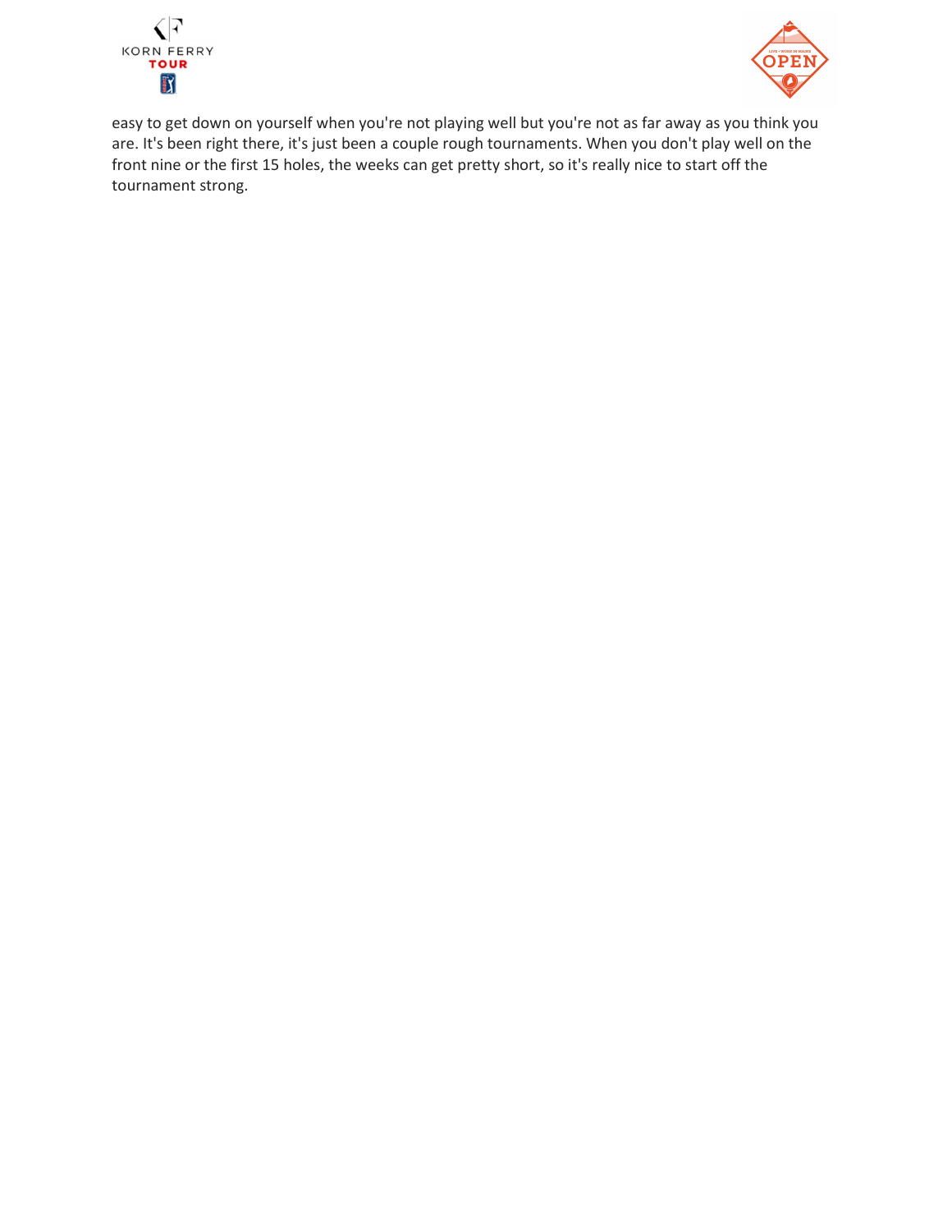easy to get down on yourself when you're not playing well but you're not as far away as you think you are. It's been right there, it's just been a couple rough tournaments. When you don't play well on the front nine or the first 15 holes, the weeks can get pretty short, so it's really nice to start off the tournament strong.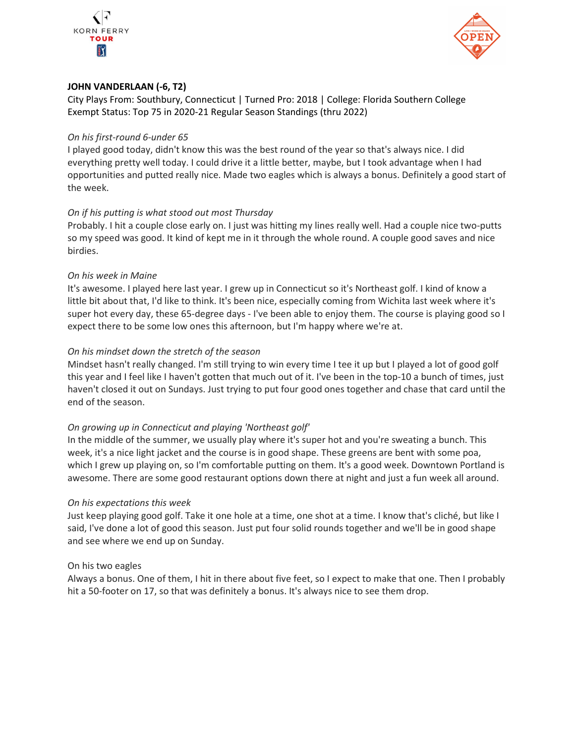**JOHN VANDERLAAN (-6, T2)**

City Plays From: Southbury, Connecticut | Turned Pro: 2018 | College: Florida Southern College
Exempt Status: Top 75 in 2020-21 Regular Season Standings (thru 2022)

*On his first-round 6-under 65*

I played good today, didn't know this was the best round of the year so that's always nice. I did everything pretty well today. I could drive it a little better, maybe, but I took advantage when I had opportunities and putted really nice. Made two eagles which is always a bonus. Definitely a good start of the week.

*On if his putting is what stood out most Thursday*

Probably. I hit a couple close early on. I just was hitting my lines really well. Had a couple nice two-putts so my speed was good. It kind of kept me in it through the whole round. A couple good saves and nice birdies.

*On his week in Maine*

It's awesome. I played here last year. I grew up in Connecticut so it's Northeast golf. I kind of know a little bit about that, I'd like to think. It's been nice, especially coming from Wichita last week where it's super hot every day, these 65-degree days - I've been able to enjoy them. The course is playing good so I expect there to be some low ones this afternoon, but I'm happy where we're at.

*On his mindset down the stretch of the season*

Mindset hasn't really changed. I'm still trying to win every time I tee it up but I played a lot of good golf this year and I feel like I haven't gotten that much out of it. I've been in the top-10 a bunch of times, just haven't closed it out on Sundays. Just trying to put four good ones together and chase that card until the end of the season.

*On growing up in Connecticut and playing 'Northeast golf'*

In the middle of the summer, we usually play where it's super hot and you're sweating a bunch. This week, it's a nice light jacket and the course is in good shape. These greens are bent with some poa, which I grew up playing on, so I'm comfortable putting on them. It's a good week. Downtown Portland is awesome. There are some good restaurant options down there at night and just a fun week all around.

*On his expectations this week*

Just keep playing good golf. Take it one hole at a time, one shot at a time. I know that's cliché, but like I said, I've done a lot of good this season. Just put four solid rounds together and we'll be in good shape and see where we end up on Sunday.

On his two eagles

Always a bonus. One of them, I hit in there about five feet, so I expect to make that one. Then I probably hit a 50-footer on 17, so that was definitely a bonus. It's always nice to see them drop.